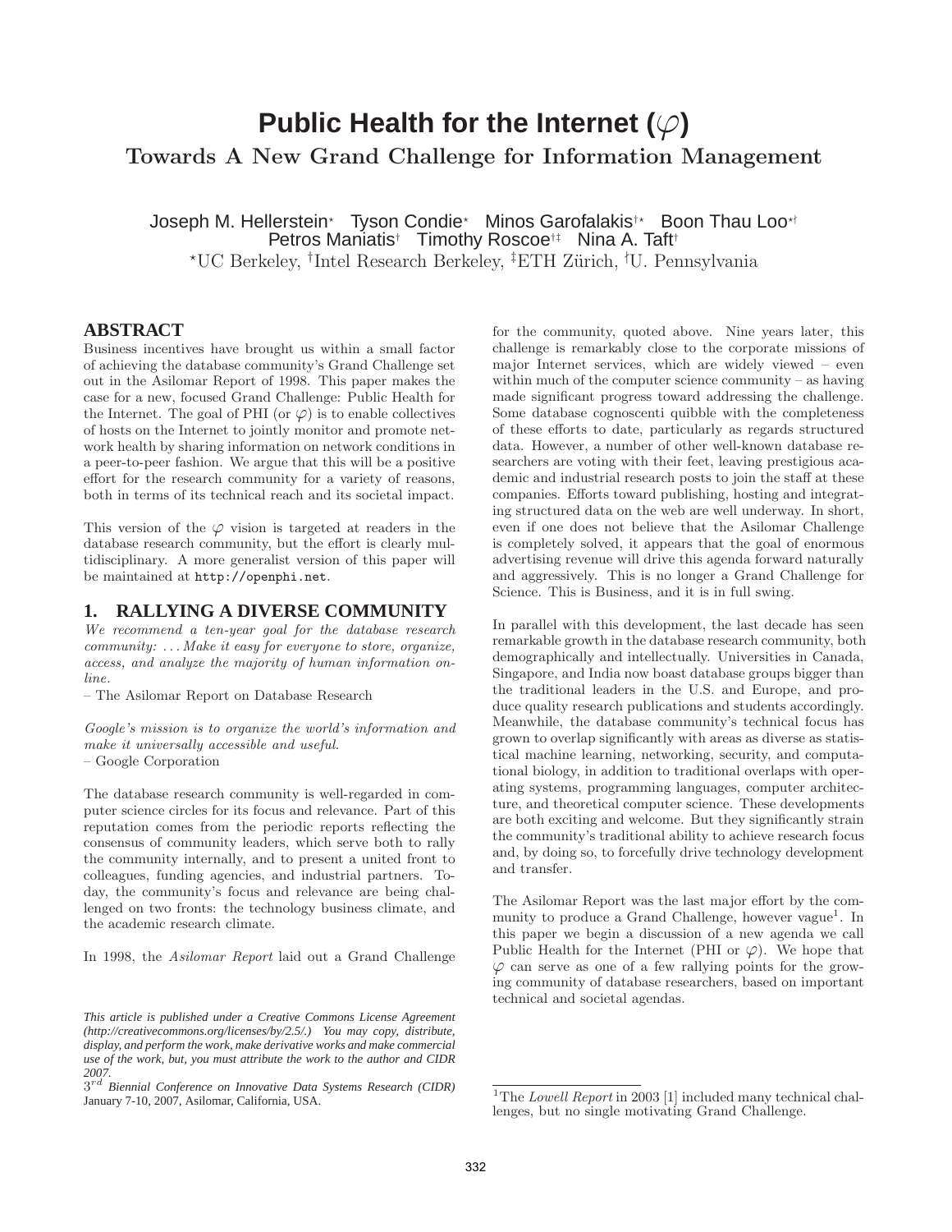# Public Health for the Internet ($\varphi$)

## Towards A New Grand Challenge for Information Management

Joseph M. Hellerstein[⋆] Tyson Condie[⋆] Minos Garofalakis[†⋆] Boon Thau Loo[⋆ǂ]
Petros Maniatis[†] Timothy Roscoe[†‡] Nina A. Taft[†]

[⋆]UC Berkeley, [†]Intel Research Berkeley, [‡]ETH Zürich, [ǂ]U. Pennsylvania

## ABSTRACT

Business incentives have brought us within a small factor of achieving the database community's Grand Challenge set out in the Asilomar Report of 1998. This paper makes the case for a new, focused Grand Challenge: Public Health for the Internet. The goal of PHI (or $\varphi$) is to enable collectives of hosts on the Internet to jointly monitor and promote network health by sharing information on network conditions in a peer-to-peer fashion. We argue that this will be a positive effort for the research community for a variety of reasons, both in terms of its technical reach and its societal impact.

This version of the $\varphi$ vision is targeted at readers in the database research community, but the effort is clearly multidisciplinary. A more generalist version of this paper will be maintained at `http://openphi.net`.

## 1. RALLYING A DIVERSE COMMUNITY

*We recommend a ten-year goal for the database research community: ... Make it easy for everyone to store, organize, access, and analyze the majority of human information online.*
– The Asilomar Report on Database Research

*Google's mission is to organize the world's information and make it universally accessible and useful.*
– Google Corporation

The database research community is well-regarded in computer science circles for its focus and relevance. Part of this reputation comes from the periodic reports reflecting the consensus of community leaders, which serve both to rally the community internally, and to present a united front to colleagues, funding agencies, and industrial partners. Today, the community's focus and relevance are being challenged on two fronts: the technology business climate, and the academic research climate.

In 1998, the *Asilomar Report* laid out a Grand Challenge for the community, quoted above. Nine years later, this challenge is remarkably close to the corporate missions of major Internet services, which are widely viewed – even within much of the computer science community – as having made significant progress toward addressing the challenge. Some database cognoscenti quibble with the completeness of these efforts to date, particularly as regards structured data. However, a number of other well-known database researchers are voting with their feet, leaving prestigious academic and industrial research posts to join the staff at these companies. Efforts toward publishing, hosting and integrating structured data on the web are well underway. In short, even if one does not believe that the Asilomar Challenge is completely solved, it appears that the goal of enormous advertising revenue will drive this agenda forward naturally and aggressively. This is no longer a Grand Challenge for Science. This is Business, and it is in full swing.

In parallel with this development, the last decade has seen remarkable growth in the database research community, both demographically and intellectually. Universities in Canada, Singapore, and India now boast database groups bigger than the traditional leaders in the U.S. and Europe, and produce quality research publications and students accordingly. Meanwhile, the database community's technical focus has grown to overlap significantly with areas as diverse as statistical machine learning, networking, security, and computational biology, in addition to traditional overlaps with operating systems, programming languages, computer architecture, and theoretical computer science. These developments are both exciting and welcome. But they significantly strain the community's traditional ability to achieve research focus and, by doing so, to forcefully drive technology development and transfer.

The Asilomar Report was the last major effort by the community to produce a Grand Challenge, however vague[1]. In this paper we begin a discussion of a new agenda we call Public Health for the Internet (PHI or $\varphi$). We hope that $\varphi$ can serve as one of a few rallying points for the growing community of database researchers, based on important technical and societal agendas.

*This article is published under a Creative Commons License Agreement (http://creativecommons.org/licenses/by/2.5/.) You may copy, distribute, display, and perform the work, make derivative works and make commercial use of the work, but, you must attribute the work to the author and CIDR 2007.*
*3rd Biennial Conference on Innovative Data Systems Research (CIDR)* January 7-10, 2007, Asilomar, California, USA.

[1]The *Lowell Report* in 2003 [1] included many technical challenges, but no single motivating Grand Challenge.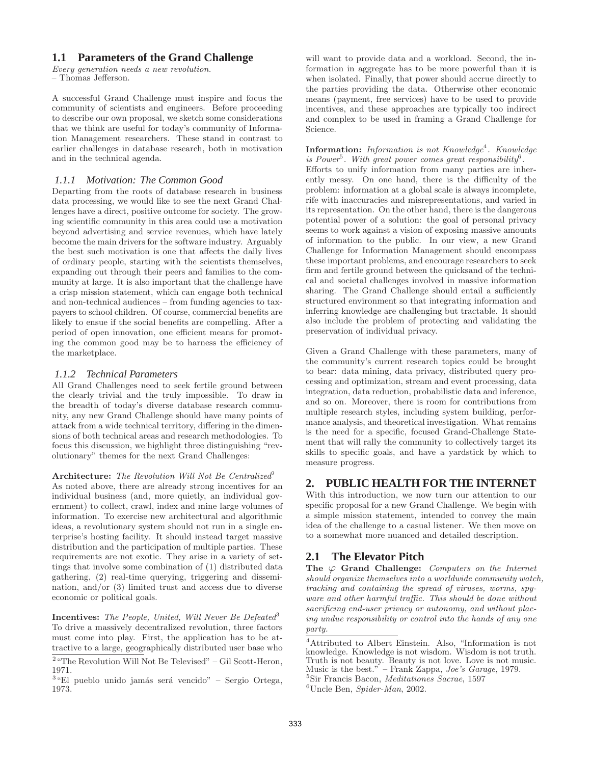## 1.1 Parameters of the Grand Challenge

*Every generation needs a new revolution.*
– Thomas Jefferson.

A successful Grand Challenge must inspire and focus the community of scientists and engineers. Before proceeding to describe our own proposal, we sketch some considerations that we think are useful for today's community of Information Management researchers. These stand in contrast to earlier challenges in database research, both in motivation and in the technical agenda.

### 1.1.1 Motivation: The Common Good

Departing from the roots of database research in business data processing, we would like to see the next Grand Challenges have a direct, positive outcome for society. The growing scientific community in this area could use a motivation beyond advertising and service revenues, which have lately become the main drivers for the software industry. Arguably the best such motivation is one that affects the daily lives of ordinary people, starting with the scientists themselves, expanding out through their peers and families to the community at large. It is also important that the challenge have a crisp mission statement, which can engage both technical and non-technical audiences – from funding agencies to taxpayers to school children. Of course, commercial benefits are likely to ensue if the social benefits are compelling. After a period of open innovation, one efficient means for promoting the common good may be to harness the efficiency of the marketplace.

### 1.1.2 Technical Parameters

All Grand Challenges need to seek fertile ground between the clearly trivial and the truly impossible. To draw in the breadth of today's diverse database research community, any new Grand Challenge should have many points of attack from a wide technical territory, differing in the dimensions of both technical areas and research methodologies. To focus this discussion, we highlight three distinguishing "revolutionary" themes for the next Grand Challenges:

**Architecture:** *The Revolution Will Not Be Centralized*[2]
As noted above, there are already strong incentives for an individual business (and, more quietly, an individual government) to collect, crawl, index and mine large volumes of information. To exercise new architectural and algorithmic ideas, a revolutionary system should not run in a single enterprise's hosting facility. It should instead target massive distribution and the participation of multiple parties. These requirements are not exotic. They arise in a variety of settings that involve some combination of (1) distributed data gathering, (2) real-time querying, triggering and dissemination, and/or (3) limited trust and access due to diverse economic or political goals.

**Incentives:** *The People, United, Will Never Be Defeated*[3]
To drive a massively decentralized revolution, three factors must come into play. First, the application has to be attractive to a large, geographically distributed user base who will want to provide data and a workload. Second, the information in aggregate has to be more powerful than it is when isolated. Finally, that power should accrue directly to the parties providing the data. Otherwise other economic means (payment, free services) have to be used to provide incentives, and these approaches are typically too indirect and complex to be used in framing a Grand Challenge for Science.

**Information:** *Information is not Knowledge*[4]*. Knowledge is Power*[5]*. With great power comes great responsibility*[6]*.*
Efforts to unify information from many parties are inherently messy. On one hand, there is the difficulty of the problem: information at a global scale is always incomplete, rife with inaccuracies and misrepresentations, and varied in its representation. On the other hand, there is the dangerous potential power of a solution: the goal of personal privacy seems to work against a vision of exposing massive amounts of information to the public. In our view, a new Grand Challenge for Information Management should encompass these important problems, and encourage researchers to seek firm and fertile ground between the quicksand of the technical and societal challenges involved in massive information sharing. The Grand Challenge should entail a sufficiently structured environment so that integrating information and inferring knowledge are challenging but tractable. It should also include the problem of protecting and validating the preservation of individual privacy.

Given a Grand Challenge with these parameters, many of the community's current research topics could be brought to bear: data mining, data privacy, distributed query processing and optimization, stream and event processing, data integration, data reduction, probabilistic data and inference, and so on. Moreover, there is room for contributions from multiple research styles, including system building, performance analysis, and theoretical investigation. What remains is the need for a specific, focused Grand-Challenge Statement that will rally the community to collectively target its skills to specific goals, and have a yardstick by which to measure progress.

# 2. PUBLIC HEALTH FOR THE INTERNET

With this introduction, we now turn our attention to our specific proposal for a new Grand Challenge. We begin with a simple mission statement, intended to convey the main idea of the challenge to a casual listener. We then move on to a somewhat more nuanced and detailed description.

## 2.1 The Elevator Pitch

**The $\varphi$ Grand Challenge:** *Computers on the Internet should organize themselves into a worldwide community watch, tracking and containing the spread of viruses, worms, spyware and other harmful traffic. This should be done without sacrificing end-user privacy or autonomy, and without placing undue responsibility or control into the hands of any one party.*

[2] "The Revolution Will Not Be Televised" – Gil Scott-Heron, 1971.

[3] "El pueblo unido jamás será vencido" – Sergio Ortega, 1973.

[4] Attributed to Albert Einstein. Also, "Information is not knowledge. Knowledge is not wisdom. Wisdom is not truth. Truth is not beauty. Beauty is not love. Love is not music. Music is the best." – Frank Zappa, *Joe's Garage*, 1979.

[5] Sir Francis Bacon, *Meditationes Sacrae*, 1597

[6] Uncle Ben, *Spider-Man*, 2002.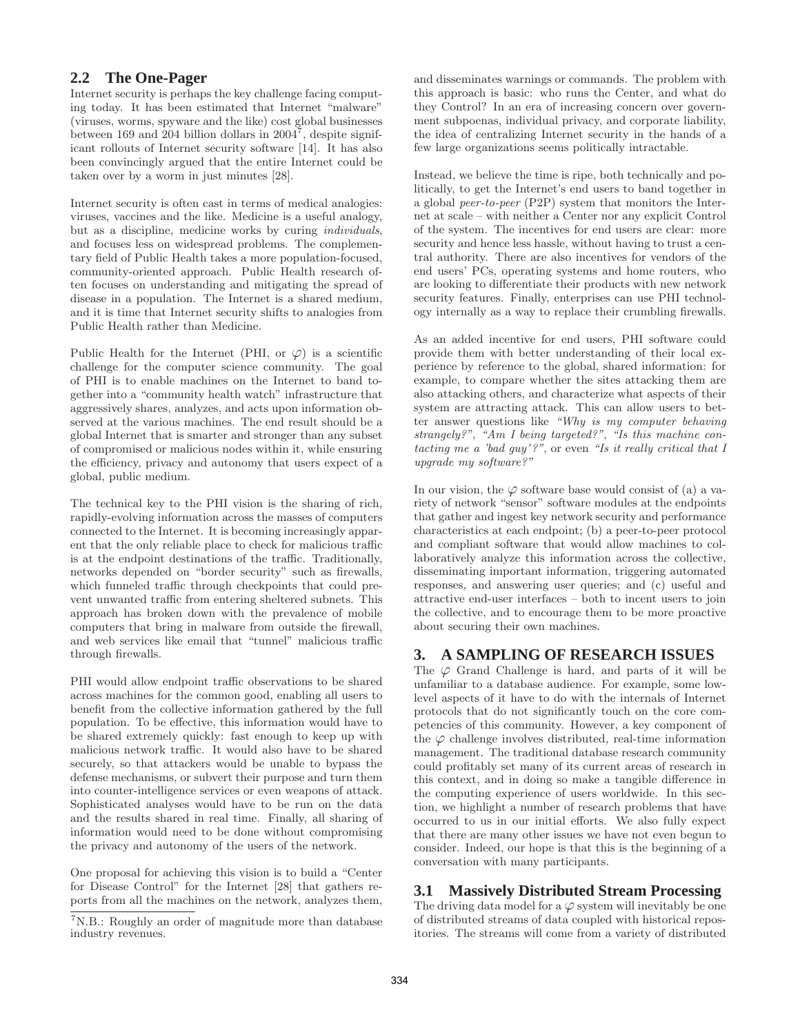## 2.2 The One-Pager

Internet security is perhaps the key challenge facing computing today. It has been estimated that Internet "malware" (viruses, worms, spyware and the like) cost global businesses between 169 and 204 billion dollars in 2004[7], despite significant rollouts of Internet security software [14]. It has also been convincingly argued that the entire Internet could be taken over by a worm in just minutes [28].

Internet security is often cast in terms of medical analogies: viruses, vaccines and the like. Medicine is a useful analogy, but as a discipline, medicine works by curing *individuals*, and focuses less on widespread problems. The complementary field of Public Health takes a more population-focused, community-oriented approach. Public Health research often focuses on understanding and mitigating the spread of disease in a population. The Internet is a shared medium, and it is time that Internet security shifts to analogies from Public Health rather than Medicine.

Public Health for the Internet (PHI, or $\varphi$) is a scientific challenge for the computer science community. The goal of PHI is to enable machines on the Internet to band together into a "community health watch" infrastructure that aggressively shares, analyzes, and acts upon information observed at the various machines. The end result should be a global Internet that is smarter and stronger than any subset of compromised or malicious nodes within it, while ensuring the efficiency, privacy and autonomy that users expect of a global, public medium.

The technical key to the PHI vision is the sharing of rich, rapidly-evolving information across the masses of computers connected to the Internet. It is becoming increasingly apparent that the only reliable place to check for malicious traffic is at the endpoint destinations of the traffic. Traditionally, networks depended on "border security" such as firewalls, which funneled traffic through checkpoints that could prevent unwanted traffic from entering sheltered subnets. This approach has broken down with the prevalence of mobile computers that bring in malware from outside the firewall, and web services like email that "tunnel" malicious traffic through firewalls.

PHI would allow endpoint traffic observations to be shared across machines for the common good, enabling all users to benefit from the collective information gathered by the full population. To be effective, this information would have to be shared extremely quickly: fast enough to keep up with malicious network traffic. It would also have to be shared securely, so that attackers would be unable to bypass the defense mechanisms, or subvert their purpose and turn them into counter-intelligence services or even weapons of attack. Sophisticated analyses would have to be run on the data and the results shared in real time. Finally, all sharing of information would need to be done without compromising the privacy and autonomy of the users of the network.

One proposal for achieving this vision is to build a "Center for Disease Control" for the Internet [28] that gathers reports from all the machines on the network, analyzes them, and disseminates warnings or commands. The problem with this approach is basic: who runs the Center, and what do they Control? In an era of increasing concern over government subpoenas, individual privacy, and corporate liability, the idea of centralizing Internet security in the hands of a few large organizations seems politically intractable.

Instead, we believe the time is ripe, both technically and politically, to get the Internet's end users to band together in a global *peer-to-peer* (P2P) system that monitors the Internet at scale – with neither a Center nor any explicit Control of the system. The incentives for end users are clear: more security and hence less hassle, without having to trust a central authority. There are also incentives for vendors of the end users' PCs, operating systems and home routers, who are looking to differentiate their products with new network security features. Finally, enterprises can use PHI technology internally as a way to replace their crumbling firewalls.

As an added incentive for end users, PHI software could provide them with better understanding of their local experience by reference to the global, shared information: for example, to compare whether the sites attacking them are also attacking others, and characterize what aspects of their system are attracting attack. This can allow users to better answer questions like *"Why is my computer behaving strangely?"*, *"Am I being targeted?"*, *"Is this machine contacting me a 'bad guy'?"*, or even *"Is it really critical that I upgrade my software?"*

In our vision, the $\varphi$ software base would consist of (a) a variety of network "sensor" software modules at the endpoints that gather and ingest key network security and performance characteristics at each endpoint; (b) a peer-to-peer protocol and compliant software that would allow machines to collaboratively analyze this information across the collective, disseminating important information, triggering automated responses, and answering user queries; and (c) useful and attractive end-user interfaces – both to incent users to join the collective, and to encourage them to be more proactive about securing their own machines.

# 3. A SAMPLING OF RESEARCH ISSUES

The $\varphi$ Grand Challenge is hard, and parts of it will be unfamiliar to a database audience. For example, some low-level aspects of it have to do with the internals of Internet protocols that do not significantly touch on the core competencies of this community. However, a key component of the $\varphi$ challenge involves distributed, real-time information management. The traditional database research community could profitably set many of its current areas of research in this context, and in doing so make a tangible difference in the computing experience of users worldwide. In this section, we highlight a number of research problems that have occurred to us in our initial efforts. We also fully expect that there are many other issues we have not even begun to consider. Indeed, our hope is that this is the beginning of a conversation with many participants.

## 3.1 Massively Distributed Stream Processing

The driving data model for a $\varphi$ system will inevitably be one of distributed streams of data coupled with historical repositories. The streams will come from a variety of distributed

[7] N.B.: Roughly an order of magnitude more than database industry revenues.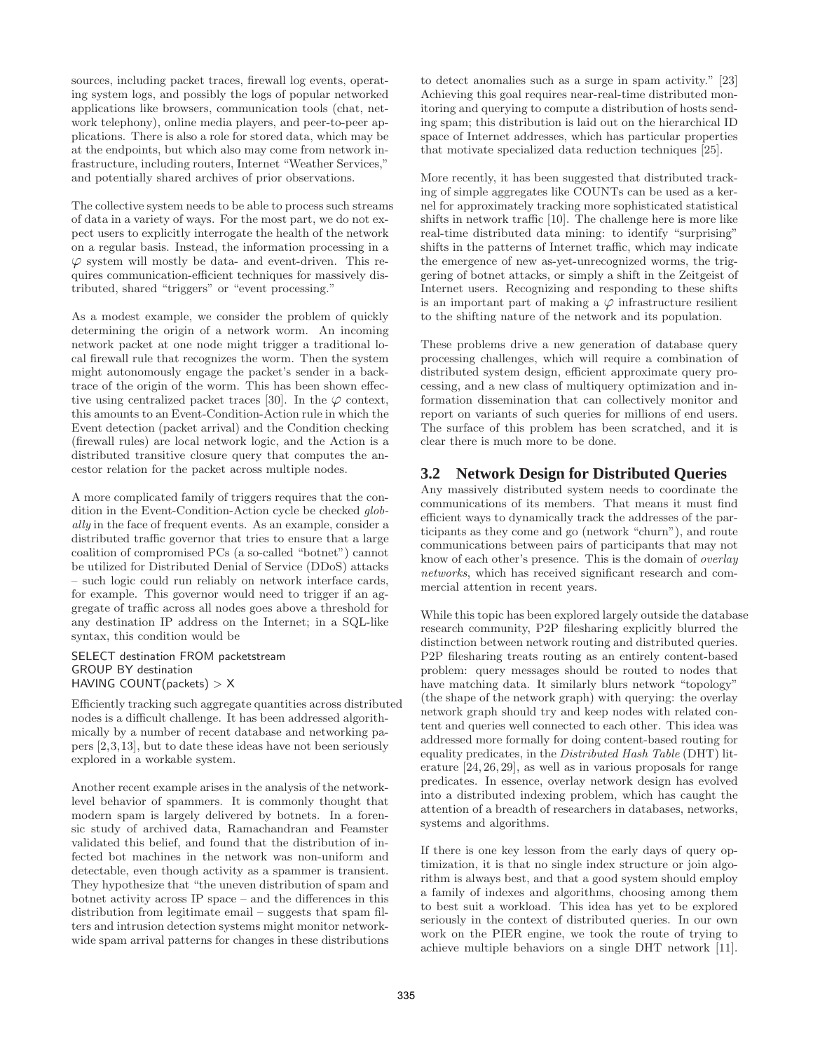sources, including packet traces, firewall log events, operating system logs, and possibly the logs of popular networked applications like browsers, communication tools (chat, network telephony), online media players, and peer-to-peer applications. There is also a role for stored data, which may be at the endpoints, but which also may come from network infrastructure, including routers, Internet "Weather Services," and potentially shared archives of prior observations.

The collective system needs to be able to process such streams of data in a variety of ways. For the most part, we do not expect users to explicitly interrogate the health of the network on a regular basis. Instead, the information processing in a $\varphi$ system will mostly be data- and event-driven. This requires communication-efficient techniques for massively distributed, shared "triggers" or "event processing."

As a modest example, we consider the problem of quickly determining the origin of a network worm. An incoming network packet at one node might trigger a traditional local firewall rule that recognizes the worm. Then the system might autonomously engage the packet's sender in a backtrace of the origin of the worm. This has been shown effective using centralized packet traces [30]. In the $\varphi$ context, this amounts to an Event-Condition-Action rule in which the Event detection (packet arrival) and the Condition checking (firewall rules) are local network logic, and the Action is a distributed transitive closure query that computes the ancestor relation for the packet across multiple nodes.

A more complicated family of triggers requires that the condition in the Event-Condition-Action cycle be checked *globally* in the face of frequent events. As an example, consider a distributed traffic governor that tries to ensure that a large coalition of compromised PCs (a so-called "botnet") cannot be utilized for Distributed Denial of Service (DDoS) attacks – such logic could run reliably on network interface cards, for example. This governor would need to trigger if an aggregate of traffic across all nodes goes above a threshold for any destination IP address on the Internet; in a SQL-like syntax, this condition would be

```
SELECT destination FROM packetstream
GROUP BY destination
HAVING COUNT(packets) > X
```

Efficiently tracking such aggregate quantities across distributed nodes is a difficult challenge. It has been addressed algorithmically by a number of recent database and networking papers [2,3,13], but to date these ideas have not been seriously explored in a workable system.

Another recent example arises in the analysis of the network-level behavior of spammers. It is commonly thought that modern spam is largely delivered by botnets. In a forensic study of archived data, Ramachandran and Feamster validated this belief, and found that the distribution of infected bot machines in the network was non-uniform and detectable, even though activity as a spammer is transient. They hypothesize that "the uneven distribution of spam and botnet activity across IP space – and the differences in this distribution from legitimate email – suggests that spam filters and intrusion detection systems might monitor network-wide spam arrival patterns for changes in these distributions to detect anomalies such as a surge in spam activity." [23] Achieving this goal requires near-real-time distributed monitoring and querying to compute a distribution of hosts sending spam; this distribution is laid out on the hierarchical ID space of Internet addresses, which has particular properties that motivate specialized data reduction techniques [25].

More recently, it has been suggested that distributed tracking of simple aggregates like COUNTs can be used as a kernel for approximately tracking more sophisticated statistical shifts in network traffic [10]. The challenge here is more like real-time distributed data mining: to identify "surprising" shifts in the patterns of Internet traffic, which may indicate the emergence of new as-yet-unrecognized worms, the triggering of botnet attacks, or simply a shift in the Zeitgeist of Internet users. Recognizing and responding to these shifts is an important part of making a $\varphi$ infrastructure resilient to the shifting nature of the network and its population.

These problems drive a new generation of database query processing challenges, which will require a combination of distributed system design, efficient approximate query processing, and a new class of multiquery optimization and information dissemination that can collectively monitor and report on variants of such queries for millions of end users. The surface of this problem has been scratched, and it is clear there is much more to be done.

## 3.2 Network Design for Distributed Queries

Any massively distributed system needs to coordinate the communications of its members. That means it must find efficient ways to dynamically track the addresses of the participants as they come and go (network "churn"), and route communications between pairs of participants that may not know of each other's presence. This is the domain of *overlay networks*, which has received significant research and commercial attention in recent years.

While this topic has been explored largely outside the database research community, P2P filesharing explicitly blurred the distinction between network routing and distributed queries. P2P filesharing treats routing as an entirely content-based problem: query messages should be routed to nodes that have matching data. It similarly blurs network "topology" (the shape of the network graph) with querying: the overlay network graph should try and keep nodes with related content and queries well connected to each other. This idea was addressed more formally for doing content-based routing for equality predicates, in the *Distributed Hash Table* (DHT) literature [24, 26, 29], as well as in various proposals for range predicates. In essence, overlay network design has evolved into a distributed indexing problem, which has caught the attention of a breadth of researchers in databases, networks, systems and algorithms.

If there is one key lesson from the early days of query optimization, it is that no single index structure or join algorithm is always best, and that a good system should employ a family of indexes and algorithms, choosing among them to best suit a workload. This idea has yet to be explored seriously in the context of distributed queries. In our own work on the PIER engine, we took the route of trying to achieve multiple behaviors on a single DHT network [11].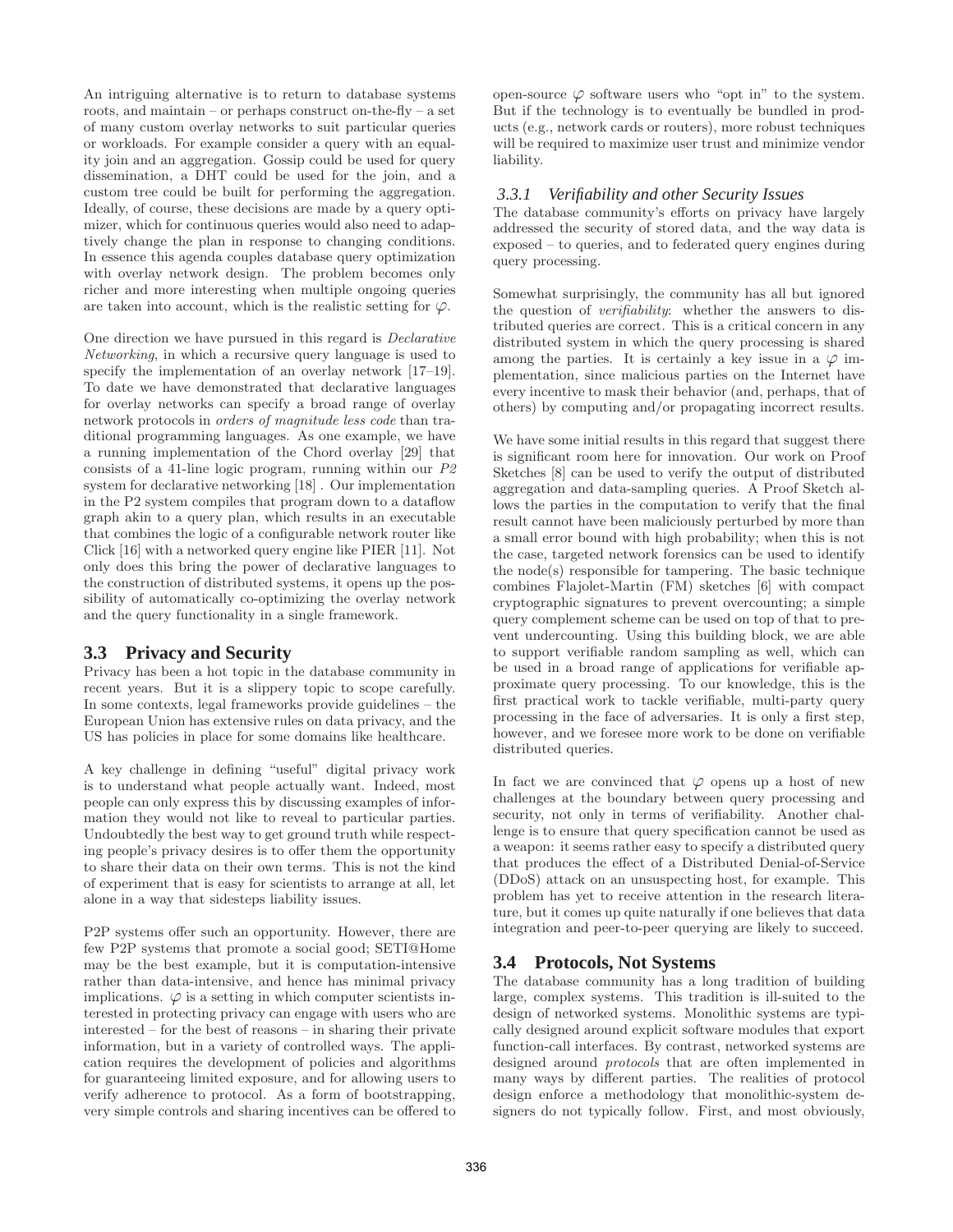An intriguing alternative is to return to database systems roots, and maintain – or perhaps construct on-the-fly – a set of many custom overlay networks to suit particular queries or workloads. For example consider a query with an equality join and an aggregation. Gossip could be used for query dissemination, a DHT could be used for the join, and a custom tree could be built for performing the aggregation. Ideally, of course, these decisions are made by a query optimizer, which for continuous queries would also need to adaptively change the plan in response to changing conditions. In essence this agenda couples database query optimization with overlay network design. The problem becomes only richer and more interesting when multiple ongoing queries are taken into account, which is the realistic setting for $\varphi$.

One direction we have pursued in this regard is *Declarative Networking*, in which a recursive query language is used to specify the implementation of an overlay network [17–19]. To date we have demonstrated that declarative languages for overlay networks can specify a broad range of overlay network protocols in *orders of magnitude less code* than traditional programming languages. As one example, we have a running implementation of the Chord overlay [29] that consists of a 41-line logic program, running within our *P2* system for declarative networking [18] . Our implementation in the P2 system compiles that program down to a dataflow graph akin to a query plan, which results in an executable that combines the logic of a configurable network router like Click [16] with a networked query engine like PIER [11]. Not only does this bring the power of declarative languages to the construction of distributed systems, it opens up the possibility of automatically co-optimizing the overlay network and the query functionality in a single framework.

## 3.3 Privacy and Security

Privacy has been a hot topic in the database community in recent years. But it is a slippery topic to scope carefully. In some contexts, legal frameworks provide guidelines – the European Union has extensive rules on data privacy, and the US has policies in place for some domains like healthcare.

A key challenge in defining "useful" digital privacy work is to understand what people actually want. Indeed, most people can only express this by discussing examples of information they would not like to reveal to particular parties. Undoubtedly the best way to get ground truth while respecting people's privacy desires is to offer them the opportunity to share their data on their own terms. This is not the kind of experiment that is easy for scientists to arrange at all, let alone in a way that sidesteps liability issues.

P2P systems offer such an opportunity. However, there are few P2P systems that promote a social good; SETI@Home may be the best example, but it is computation-intensive rather than data-intensive, and hence has minimal privacy implications. $\varphi$ is a setting in which computer scientists interested in protecting privacy can engage with users who are interested – for the best of reasons – in sharing their private information, but in a variety of controlled ways. The application requires the development of policies and algorithms for guaranteeing limited exposure, and for allowing users to verify adherence to protocol. As a form of bootstrapping, very simple controls and sharing incentives can be offered to open-source $\varphi$ software users who "opt in" to the system. But if the technology is to eventually be bundled in products (e.g., network cards or routers), more robust techniques will be required to maximize user trust and minimize vendor liability.

### 3.3.1 Verifiability and other Security Issues

The database community's efforts on privacy have largely addressed the security of stored data, and the way data is exposed – to queries, and to federated query engines during query processing.

Somewhat surprisingly, the community has all but ignored the question of *verifiability*: whether the answers to distributed queries are correct. This is a critical concern in any distributed system in which the query processing is shared among the parties. It is certainly a key issue in a $\varphi$ implementation, since malicious parties on the Internet have every incentive to mask their behavior (and, perhaps, that of others) by computing and/or propagating incorrect results.

We have some initial results in this regard that suggest there is significant room here for innovation. Our work on Proof Sketches [8] can be used to verify the output of distributed aggregation and data-sampling queries. A Proof Sketch allows the parties in the computation to verify that the final result cannot have been maliciously perturbed by more than a small error bound with high probability; when this is not the case, targeted network forensics can be used to identify the node(s) responsible for tampering. The basic technique combines Flajolet-Martin (FM) sketches [6] with compact cryptographic signatures to prevent overcounting; a simple query complement scheme can be used on top of that to prevent undercounting. Using this building block, we are able to support verifiable random sampling as well, which can be used in a broad range of applications for verifiable approximate query processing. To our knowledge, this is the first practical work to tackle verifiable, multi-party query processing in the face of adversaries. It is only a first step, however, and we foresee more work to be done on verifiable distributed queries.

In fact we are convinced that $\varphi$ opens up a host of new challenges at the boundary between query processing and security, not only in terms of verifiability. Another challenge is to ensure that query specification cannot be used as a weapon: it seems rather easy to specify a distributed query that produces the effect of a Distributed Denial-of-Service (DDoS) attack on an unsuspecting host, for example. This problem has yet to receive attention in the research literature, but it comes up quite naturally if one believes that data integration and peer-to-peer querying are likely to succeed.

## 3.4 Protocols, Not Systems

The database community has a long tradition of building large, complex systems. This tradition is ill-suited to the design of networked systems. Monolithic systems are typically designed around explicit software modules that export function-call interfaces. By contrast, networked systems are designed around *protocols* that are often implemented in many ways by different parties. The realities of protocol design enforce a methodology that monolithic-system designers do not typically follow. First, and most obviously,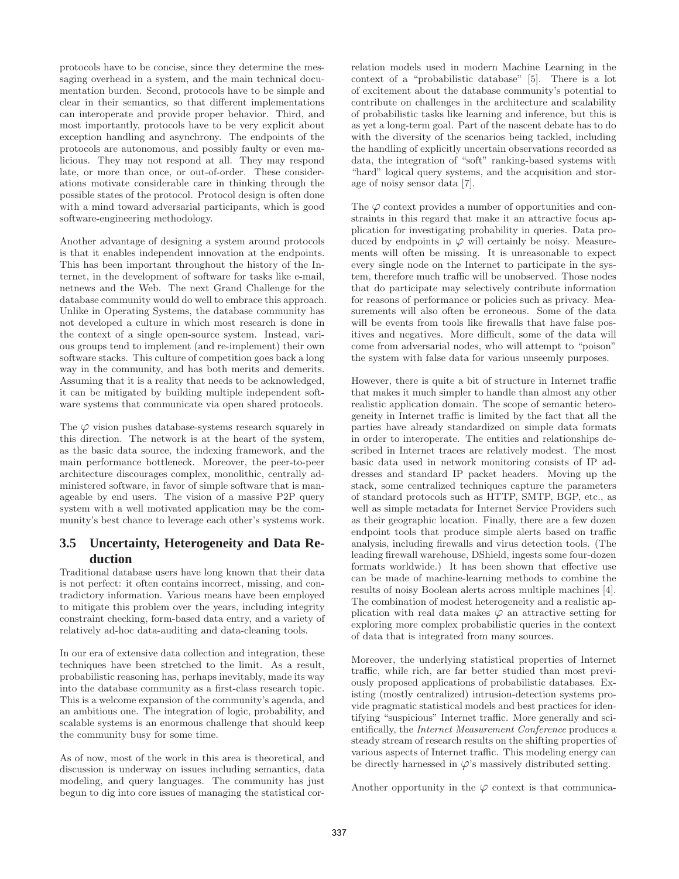protocols have to be concise, since they determine the messaging overhead in a system, and the main technical documentation burden. Second, protocols have to be simple and clear in their semantics, so that different implementations can interoperate and provide proper behavior. Third, and most importantly, protocols have to be very explicit about exception handling and asynchrony. The endpoints of the protocols are autonomous, and possibly faulty or even malicious. They may not respond at all. They may respond late, or more than once, or out-of-order. These considerations motivate considerable care in thinking through the possible states of the protocol. Protocol design is often done with a mind toward adversarial participants, which is good software-engineering methodology.

Another advantage of designing a system around protocols is that it enables independent innovation at the endpoints. This has been important throughout the history of the Internet, in the development of software for tasks like e-mail, netnews and the Web. The next Grand Challenge for the database community would do well to embrace this approach. Unlike in Operating Systems, the database community has not developed a culture in which most research is done in the context of a single open-source system. Instead, various groups tend to implement (and re-implement) their own software stacks. This culture of competition goes back a long way in the community, and has both merits and demerits. Assuming that it is a reality that needs to be acknowledged, it can be mitigated by building multiple independent software systems that communicate via open shared protocols.

The $\varphi$ vision pushes database-systems research squarely in this direction. The network is at the heart of the system, as the basic data source, the indexing framework, and the main performance bottleneck. Moreover, the peer-to-peer architecture discourages complex, monolithic, centrally administered software, in favor of simple software that is manageable by end users. The vision of a massive P2P query system with a well motivated application may be the community's best chance to leverage each other's systems work.

### 3.5 Uncertainty, Heterogeneity and Data Reduction

Traditional database users have long known that their data is not perfect: it often contains incorrect, missing, and contradictory information. Various means have been employed to mitigate this problem over the years, including integrity constraint checking, form-based data entry, and a variety of relatively ad-hoc data-auditing and data-cleaning tools.

In our era of extensive data collection and integration, these techniques have been stretched to the limit. As a result, probabilistic reasoning has, perhaps inevitably, made its way into the database community as a first-class research topic. This is a welcome expansion of the community's agenda, and an ambitious one. The integration of logic, probability, and scalable systems is an enormous challenge that should keep the community busy for some time.

As of now, most of the work in this area is theoretical, and discussion is underway on issues including semantics, data modeling, and query languages. The community has just begun to dig into core issues of managing the statistical correlation models used in modern Machine Learning in the context of a "probabilistic database" [5]. There is a lot of excitement about the database community's potential to contribute on challenges in the architecture and scalability of probabilistic tasks like learning and inference, but this is as yet a long-term goal. Part of the nascent debate has to do with the diversity of the scenarios being tackled, including the handling of explicitly uncertain observations recorded as data, the integration of "soft" ranking-based systems with "hard" logical query systems, and the acquisition and storage of noisy sensor data [7].

The $\varphi$ context provides a number of opportunities and constraints in this regard that make it an attractive focus application for investigating probability in queries. Data produced by endpoints in $\varphi$ will certainly be noisy. Measurements will often be missing. It is unreasonable to expect every single node on the Internet to participate in the system, therefore much traffic will be unobserved. Those nodes that do participate may selectively contribute information for reasons of performance or policies such as privacy. Measurements will also often be erroneous. Some of the data will be events from tools like firewalls that have false positives and negatives. More difficult, some of the data will come from adversarial nodes, who will attempt to "poison" the system with false data for various unseemly purposes.

However, there is quite a bit of structure in Internet traffic that makes it much simpler to handle than almost any other realistic application domain. The scope of semantic heterogeneity in Internet traffic is limited by the fact that all the parties have already standardized on simple data formats in order to interoperate. The entities and relationships described in Internet traces are relatively modest. The most basic data used in network monitoring consists of IP addresses and standard IP packet headers. Moving up the stack, some centralized techniques capture the parameters of standard protocols such as HTTP, SMTP, BGP, etc., as well as simple metadata for Internet Service Providers such as their geographic location. Finally, there are a few dozen endpoint tools that produce simple alerts based on traffic analysis, including firewalls and virus detection tools. (The leading firewall warehouse, DShield, ingests some four-dozen formats worldwide.) It has been shown that effective use can be made of machine-learning methods to combine the results of noisy Boolean alerts across multiple machines [4]. The combination of modest heterogeneity and a realistic application with real data makes $\varphi$ an attractive setting for exploring more complex probabilistic queries in the context of data that is integrated from many sources.

Moreover, the underlying statistical properties of Internet traffic, while rich, are far better studied than most previously proposed applications of probabilistic databases. Existing (mostly centralized) intrusion-detection systems provide pragmatic statistical models and best practices for identifying "suspicious" Internet traffic. More generally and scientifically, the *Internet Measurement Conference* produces a steady stream of research results on the shifting properties of various aspects of Internet traffic. This modeling energy can be directly harnessed in $\varphi$'s massively distributed setting.

Another opportunity in the $\varphi$ context is that communica-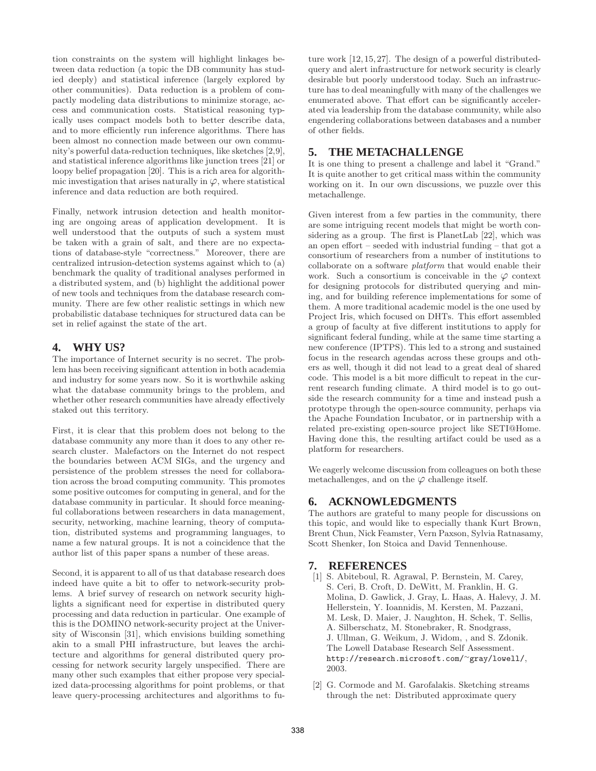tion constraints on the system will highlight linkages between data reduction (a topic the DB community has studied deeply) and statistical inference (largely explored by other communities). Data reduction is a problem of compactly modeling data distributions to minimize storage, access and communication costs. Statistical reasoning typically uses compact models both to better describe data, and to more efficiently run inference algorithms. There has been almost no connection made between our own community's powerful data-reduction techniques, like sketches [2,9], and statistical inference algorithms like junction trees [21] or loopy belief propagation [20]. This is a rich area for algorithmic investigation that arises naturally in $\varphi$, where statistical inference and data reduction are both required.

Finally, network intrusion detection and health monitoring are ongoing areas of application development. It is well understood that the outputs of such a system must be taken with a grain of salt, and there are no expectations of database-style "correctness." Moreover, there are centralized intrusion-detection systems against which to (a) benchmark the quality of traditional analyses performed in a distributed system, and (b) highlight the additional power of new tools and techniques from the database research community. There are few other realistic settings in which new probabilistic database techniques for structured data can be set in relief against the state of the art.

## 4. WHY US?

The importance of Internet security is no secret. The problem has been receiving significant attention in both academia and industry for some years now. So it is worthwhile asking what the database community brings to the problem, and whether other research communities have already effectively staked out this territory.

First, it is clear that this problem does not belong to the database community any more than it does to any other research cluster. Malefactors on the Internet do not respect the boundaries between ACM SIGs, and the urgency and persistence of the problem stresses the need for collaboration across the broad computing community. This promotes some positive outcomes for computing in general, and for the database community in particular. It should force meaningful collaborations between researchers in data management, security, networking, machine learning, theory of computation, distributed systems and programming languages, to name a few natural groups. It is not a coincidence that the author list of this paper spans a number of these areas.

Second, it is apparent to all of us that database research does indeed have quite a bit to offer to network-security problems. A brief survey of research on network security highlights a significant need for expertise in distributed query processing and data reduction in particular. One example of this is the DOMINO network-security project at the University of Wisconsin [31], which envisions building something akin to a small PHI infrastructure, but leaves the architecture and algorithms for general distributed query processing for network security largely unspecified. There are many other such examples that either propose very specialized data-processing algorithms for point problems, or that leave query-processing architectures and algorithms to future work [12, 15, 27]. The design of a powerful distributed-query and alert infrastructure for network security is clearly desirable but poorly understood today. Such an infrastructure has to deal meaningfully with many of the challenges we enumerated above. That effort can be significantly accelerated via leadership from the database community, while also engendering collaborations between databases and a number of other fields.

## 5. THE METACHALLENGE

It is one thing to present a challenge and label it "Grand." It is quite another to get critical mass within the community working on it. In our own discussions, we puzzle over this metachallenge.

Given interest from a few parties in the community, there are some intriguing recent models that might be worth considering as a group. The first is PlanetLab [22], which was an open effort – seeded with industrial funding – that got a consortium of researchers from a number of institutions to collaborate on a software *platform* that would enable their work. Such a consortium is conceivable in the $\varphi$ context for designing protocols for distributed querying and mining, and for building reference implementations for some of them. A more traditional academic model is the one used by Project Iris, which focused on DHTs. This effort assembled a group of faculty at five different institutions to apply for significant federal funding, while at the same time starting a new conference (IPTPS). This led to a strong and sustained focus in the research agendas across these groups and others as well, though it did not lead to a great deal of shared code. This model is a bit more difficult to repeat in the current research funding climate. A third model is to go outside the research community for a time and instead push a prototype through the open-source community, perhaps via the Apache Foundation Incubator, or in partnership with a related pre-existing open-source project like SETI@Home. Having done this, the resulting artifact could be used as a platform for researchers.

We eagerly welcome discussion from colleagues on both these metachallenges, and on the $\varphi$ challenge itself.

## 6. ACKNOWLEDGMENTS

The authors are grateful to many people for discussions on this topic, and would like to especially thank Kurt Brown, Brent Chun, Nick Feamster, Vern Paxson, Sylvia Ratnasamy, Scott Shenker, Ion Stoica and David Tennenhouse.

## 7. REFERENCES

[1] S. Abiteboul, R. Agrawal, P. Bernstein, M. Carey, S. Ceri, B. Croft, D. DeWitt, M. Franklin, H. G. Molina, D. Gawlick, J. Gray, L. Haas, A. Halevy, J. M. Hellerstein, Y. Ioannidis, M. Kersten, M. Pazzani, M. Lesk, D. Maier, J. Naughton, H. Schek, T. Sellis, A. Silberschatz, M. Stonebraker, R. Snodgrass, J. Ullman, G. Weikum, J. Widom, , and S. Zdonik. The Lowell Database Research Self Assessment. http://research.microsoft.com/~gray/lowell/, 2003.

[2] G. Cormode and M. Garofalakis. Sketching streams through the net: Distributed approximate query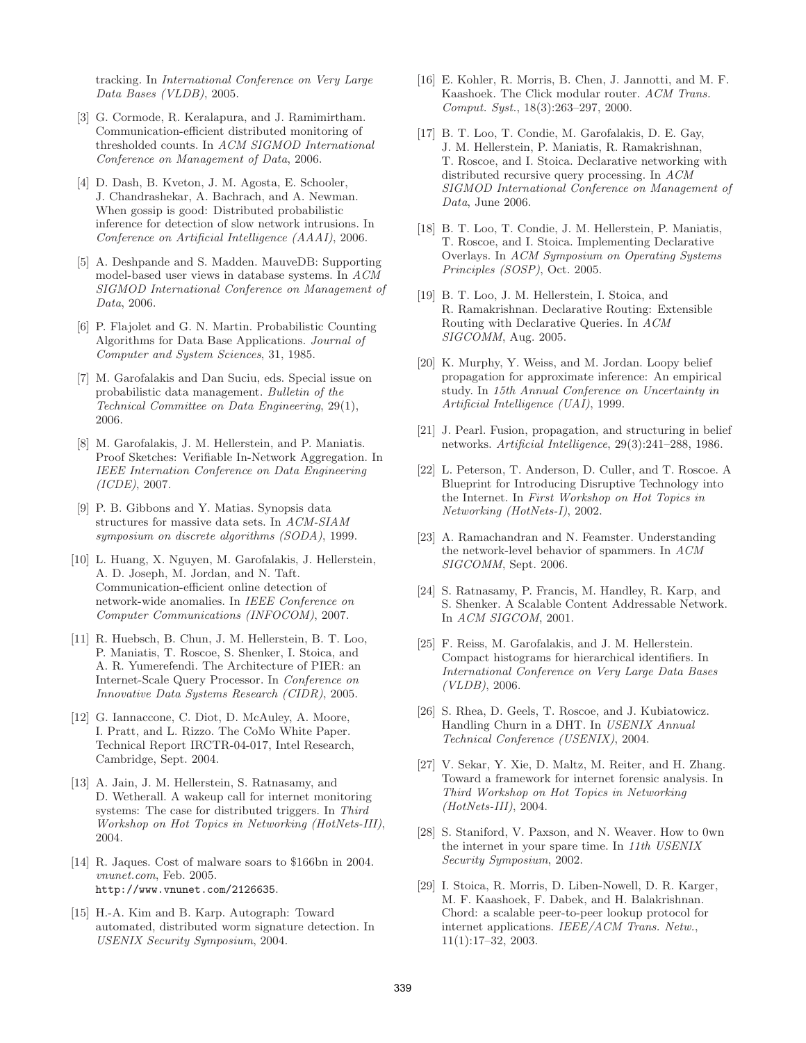tracking. In *International Conference on Very Large Data Bases (VLDB)*, 2005.

[3] G. Cormode, R. Keralapura, and J. Ramimirtham. Communication-efficient distributed monitoring of thresholded counts. In *ACM SIGMOD International Conference on Management of Data*, 2006.

[4] D. Dash, B. Kveton, J. M. Agosta, E. Schooler, J. Chandrashekar, A. Bachrach, and A. Newman. When gossip is good: Distributed probabilistic inference for detection of slow network intrusions. In *Conference on Artificial Intelligence (AAAI)*, 2006.

[5] A. Deshpande and S. Madden. MauveDB: Supporting model-based user views in database systems. In *ACM SIGMOD International Conference on Management of Data*, 2006.

[6] P. Flajolet and G. N. Martin. Probabilistic Counting Algorithms for Data Base Applications. *Journal of Computer and System Sciences*, 31, 1985.

[7] M. Garofalakis and Dan Suciu, eds. Special issue on probabilistic data management. *Bulletin of the Technical Committee on Data Engineering*, 29(1), 2006.

[8] M. Garofalakis, J. M. Hellerstein, and P. Maniatis. Proof Sketches: Verifiable In-Network Aggregation. In *IEEE Internation Conference on Data Engineering (ICDE)*, 2007.

[9] P. B. Gibbons and Y. Matias. Synopsis data structures for massive data sets. In *ACM-SIAM symposium on discrete algorithms (SODA)*, 1999.

[10] L. Huang, X. Nguyen, M. Garofalakis, J. Hellerstein, A. D. Joseph, M. Jordan, and N. Taft. Communication-efficient online detection of network-wide anomalies. In *IEEE Conference on Computer Communications (INFOCOM)*, 2007.

[11] R. Huebsch, B. Chun, J. M. Hellerstein, B. T. Loo, P. Maniatis, T. Roscoe, S. Shenker, I. Stoica, and A. R. Yumerefendi. The Architecture of PIER: an Internet-Scale Query Processor. In *Conference on Innovative Data Systems Research (CIDR)*, 2005.

[12] G. Iannaccone, C. Diot, D. McAuley, A. Moore, I. Pratt, and L. Rizzo. The CoMo White Paper. Technical Report IRCTR-04-017, Intel Research, Cambridge, Sept. 2004.

[13] A. Jain, J. M. Hellerstein, S. Ratnasamy, and D. Wetherall. A wakeup call for internet monitoring systems: The case for distributed triggers. In *Third Workshop on Hot Topics in Networking (HotNets-III)*, 2004.

[14] R. Jaques. Cost of malware soars to $166bn in 2004. *vnunet.com*, Feb. 2005. `http://www.vnunet.com/2126635`.

[15] H.-A. Kim and B. Karp. Autograph: Toward automated, distributed worm signature detection. In *USENIX Security Symposium*, 2004.

[16] E. Kohler, R. Morris, B. Chen, J. Jannotti, and M. F. Kaashoek. The Click modular router. *ACM Trans. Comput. Syst.*, 18(3):263–297, 2000.

[17] B. T. Loo, T. Condie, M. Garofalakis, D. E. Gay, J. M. Hellerstein, P. Maniatis, R. Ramakrishnan, T. Roscoe, and I. Stoica. Declarative networking with distributed recursive query processing. In *ACM SIGMOD International Conference on Management of Data*, June 2006.

[18] B. T. Loo, T. Condie, J. M. Hellerstein, P. Maniatis, T. Roscoe, and I. Stoica. Implementing Declarative Overlays. In *ACM Symposium on Operating Systems Principles (SOSP)*, Oct. 2005.

[19] B. T. Loo, J. M. Hellerstein, I. Stoica, and R. Ramakrishnan. Declarative Routing: Extensible Routing with Declarative Queries. In *ACM SIGCOMM*, Aug. 2005.

[20] K. Murphy, Y. Weiss, and M. Jordan. Loopy belief propagation for approximate inference: An empirical study. In *15th Annual Conference on Uncertainty in Artificial Intelligence (UAI)*, 1999.

[21] J. Pearl. Fusion, propagation, and structuring in belief networks. *Artificial Intelligence*, 29(3):241–288, 1986.

[22] L. Peterson, T. Anderson, D. Culler, and T. Roscoe. A Blueprint for Introducing Disruptive Technology into the Internet. In *First Workshop on Hot Topics in Networking (HotNets-I)*, 2002.

[23] A. Ramachandran and N. Feamster. Understanding the network-level behavior of spammers. In *ACM SIGCOMM*, Sept. 2006.

[24] S. Ratnasamy, P. Francis, M. Handley, R. Karp, and S. Shenker. A Scalable Content Addressable Network. In *ACM SIGCOM*, 2001.

[25] F. Reiss, M. Garofalakis, and J. M. Hellerstein. Compact histograms for hierarchical identifiers. In *International Conference on Very Large Data Bases (VLDB)*, 2006.

[26] S. Rhea, D. Geels, T. Roscoe, and J. Kubiatowicz. Handling Churn in a DHT. In *USENIX Annual Technical Conference (USENIX)*, 2004.

[27] V. Sekar, Y. Xie, D. Maltz, M. Reiter, and H. Zhang. Toward a framework for internet forensic analysis. In *Third Workshop on Hot Topics in Networking (HotNets-III)*, 2004.

[28] S. Staniford, V. Paxson, and N. Weaver. How to 0wn the internet in your spare time. In *11th USENIX Security Symposium*, 2002.

[29] I. Stoica, R. Morris, D. Liben-Nowell, D. R. Karger, M. F. Kaashoek, F. Dabek, and H. Balakrishnan. Chord: a scalable peer-to-peer lookup protocol for internet applications. *IEEE/ACM Trans. Netw.*, 11(1):17–32, 2003.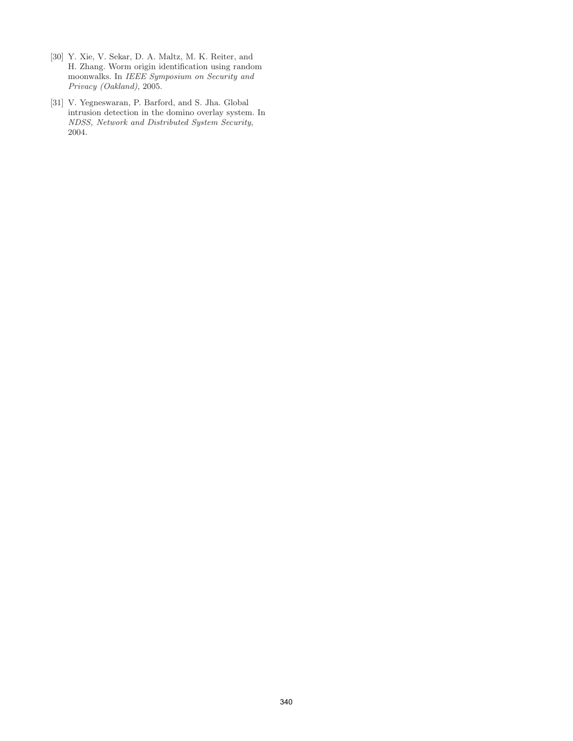[30] Y. Xie, V. Sekar, D. A. Maltz, M. K. Reiter, and H. Zhang. Worm origin identification using random moonwalks. In *IEEE Symposium on Security and Privacy (Oakland)*, 2005.

[31] V. Yegneswaran, P. Barford, and S. Jha. Global intrusion detection in the domino overlay system. In *NDSS, Network and Distributed System Security*, 2004.